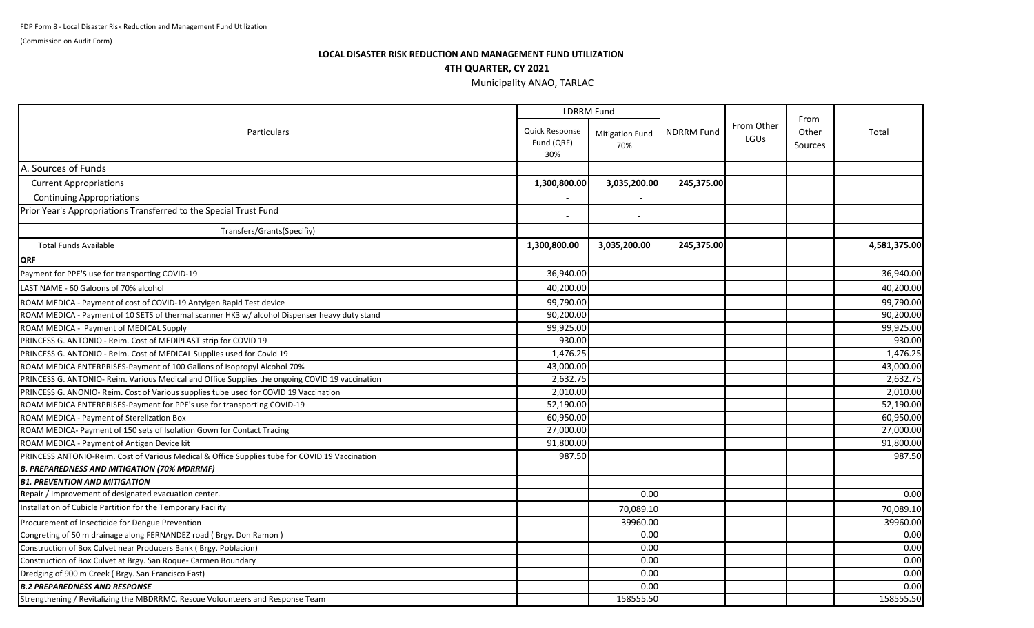FDP Form 8 - Local Disaster Risk Reduction and Management Fund Utilization

(Commission on Audit Form)

**LOCAL DISASTER RISK REDUCTION AND MANAGEMENT FUND UTILIZATION**

**4TH QUARTER, CY 2021**

Municipality ANAO, TARLAC

| Particulars | LDRRM Fund | | NDRRM Fund | From Other LGUs | From Other Sources | Total |
|---|---|---|---|---|---|---|
| | Quick Response Fund (QRF) 30% | Mitigation Fund 70% | | | | |
| A. Sources of Funds | | | | | | |
| Current Appropriations | **1,300,800.00** | **3,035,200.00** | **245,375.00** | | | |
| Continuing Appropriations | - | - | | | | |
| Prior Year's Appropriations Transferred to the Special Trust Fund | - | - | | | | |
| Transfers/Grants(Specifiy) | | | | | | |
| Total Funds Available | **1,300,800.00** | **3,035,200.00** | **245,375.00** | | | **4,581,375.00** |
| **QRF** | | | | | | |
| Payment for PPE'S use for transporting COVID-19 | 36,940.00 | | | | | 36,940.00 |
| LAST NAME - 60 Galoons of 70% alcohol | 40,200.00 | | | | | 40,200.00 |
| ROAM MEDICA - Payment of cost of COVID-19 Antyigen Rapid Test device | 99,790.00 | | | | | 99,790.00 |
| ROAM MEDICA - Payment of 10 SETS of thermal scanner HK3 w/ alcohol Dispenser heavy duty stand | 90,200.00 | | | | | 90,200.00 |
| ROAM MEDICA - Payment of MEDICAL Supply | 99,925.00 | | | | | 99,925.00 |
| PRINCESS G. ANTONIO - Reim. Cost of MEDIPLAST strip for COVID 19 | 930.00 | | | | | 930.00 |
| PRINCESS G. ANTONIO - Reim. Cost of MEDICAL Supplies used for Covid 19 | 1,476.25 | | | | | 1,476.25 |
| ROAM MEDICA ENTERPRISES-Payment of 100 Gallons of Isopropyl Alcohol 70% | 43,000.00 | | | | | 43,000.00 |
| PRINCESS G. ANTONIO- Reim. Various Medical and Office Supplies the ongoing COVID 19 vaccination | 2,632.75 | | | | | 2,632.75 |
| PRINCESS G. ANONIO- Reim. Cost of Various supplies tube used for COVID 19 Vaccination | 2,010.00 | | | | | 2,010.00 |
| ROAM MEDICA ENTERPRISES-Payment for PPE's use for transporting COVID-19 | 52,190.00 | | | | | 52,190.00 |
| ROAM MEDICA - Payment of Sterelization Box | 60,950.00 | | | | | 60,950.00 |
| ROAM MEDICA- Payment of 150 sets of Isolation Gown for Contact Tracing | 27,000.00 | | | | | 27,000.00 |
| ROAM MEDICA - Payment of Antigen Device kit | 91,800.00 | | | | | 91,800.00 |
| PRINCESS ANTONIO-Reim. Cost of Various Medical & Office Supplies tube for COVID 19 Vaccination | 987.50 | | | | | 987.50 |
| ***B. PREPAREDNESS AND MITIGATION (70% MDRRMF)*** | | | | | | |
| ***B1. PREVENTION AND MITIGATION*** | | | | | | |
| **R**epair / Improvement of designated evacuation center. | | 0.00 | | | | 0.00 |
| Installation of Cubicle Partition for the Temporary Facility | | 70,089.10 | | | | 70,089.10 |
| Procurement of Insecticide for Dengue Prevention | | 39960.00 | | | | 39960.00 |
| Congreting of 50 m drainage along FERNANDEZ road ( Brgy. Don Ramon ) | | 0.00 | | | | 0.00 |
| Construction of Box Culvet near Producers Bank ( Brgy. Poblacion) | | 0.00 | | | | 0.00 |
| Construction of Box Culvet at Brgy. San Roque- Carmen Boundary | | 0.00 | | | | 0.00 |
| Dredging of 900 m Creek ( Brgy. San Francisco East) | | 0.00 | | | | 0.00 |
| ***B.2 PREPAREDNESS AND RESPONSE*** | | 0.00 | | | | 0.00 |
| Strengthening / Revitalizing the MBDRRMC, Rescue Volounteers and Response Team | | 158555.50 | | | | 158555.50 |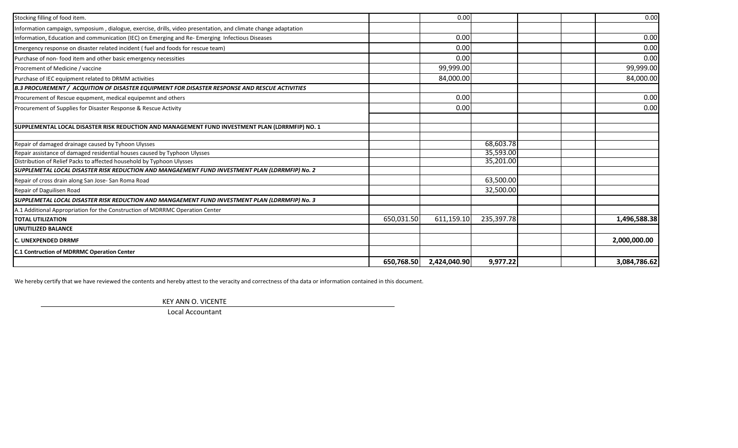| | | | | | | |
|---|---|---|---|---|---|---|
| Stocking filling of food item. | | 0.00 | | | | 0.00 |
| Information campaign, symposium , dialogue, exercise, drills, video presentation, and climate change adaptation | | | | | | |
| Information, Education and communication (IEC) on Emerging and Re- Emerging Infectious Diseases | | 0.00 | | | | 0.00 |
| Emergency response on disaster related incident ( fuel and foods for rescue team) | | 0.00 | | | | 0.00 |
| Purchase of non- food item and other basic emergency necessities | | 0.00 | | | | 0.00 |
| Procrement of Medicine / vaccine | | 99,999.00 | | | | 99,999.00 |
| Purchase of IEC equipment related to DRMM activities | | 84,000.00 | | | | 84,000.00 |
| ***B.3 PROCUREMENT / ACQUITION OF DISASTER EQUIPMENT FOR DISASTER RESPONSE AND RESCUE ACTIVITIES*** | | | | | | |
| Procurement of Rescue equpment, medical equipemnt and others | | 0.00 | | | | 0.00 |
| Procurement of Supplies for Disaster Response & Rescue Activity | | 0.00 | | | | 0.00 |
| | | | | | | |
| **SUPPLEMENTAL LOCAL DISASTER RISK REDUCTION AND MANAGEMENT FUND INVESTMENT PLAN (LDRRMFIP) NO. 1** | | | | | | |
| | | | | | | |
| Repair of damaged drainage caused by Tyhoon Ulysses | | | 68,603.78 | | | |
| Repair assistance of damaged residential houses caused by Typhoon Ulysses | | | 35,593.00 | | | |
| Distribution of Relief Packs to affected household by Typhoon Ulysses | | | 35,201.00 | | | |
| ***SUPPLEMETAL LOCAL DISASTER RISK REDUCTION AND MANGAEMENT FUND INVESTMENT PLAN (LDRRMFIP) No. 2*** | | | | | | |
| Repair of cross drain along San Jose- San Roma Road | | | 63,500.00 | | | |
| Repair of Daguilisen Road | | | 32,500.00 | | | |
| ***SUPPLEMETAL LOCAL DISASTER RISK REDUCTION AND MANGAEMENT FUND INVESTMENT PLAN (LDRRMFIP) No. 3*** | | | | | | |
| A.1 Additional Appropriation for the Construction of MDRRMC Operation Center | | | | | | |
| **TOTAL UTILIZATION** | 650,031.50 | 611,159.10 | 235,397.78 | | | **1,496,588.38** |
| **UNUTILIZED BALANCE** | | | | | | |
| **C. UNEXPENDED DRRMF** | | | | | | **2,000,000.00** |
| **C.1 Contruction of MDRRMC Operation Center** | | | | | | |
| | **650,768.50** | **2,424,040.90** | **9,977.22** | | | **3,084,786.62** |

We hereby certify that we have reviewed the contents and hereby attest to the veracity and correctness of tha data or information contained in this document.

KEY ANN O. VICENTE

Local Accountant